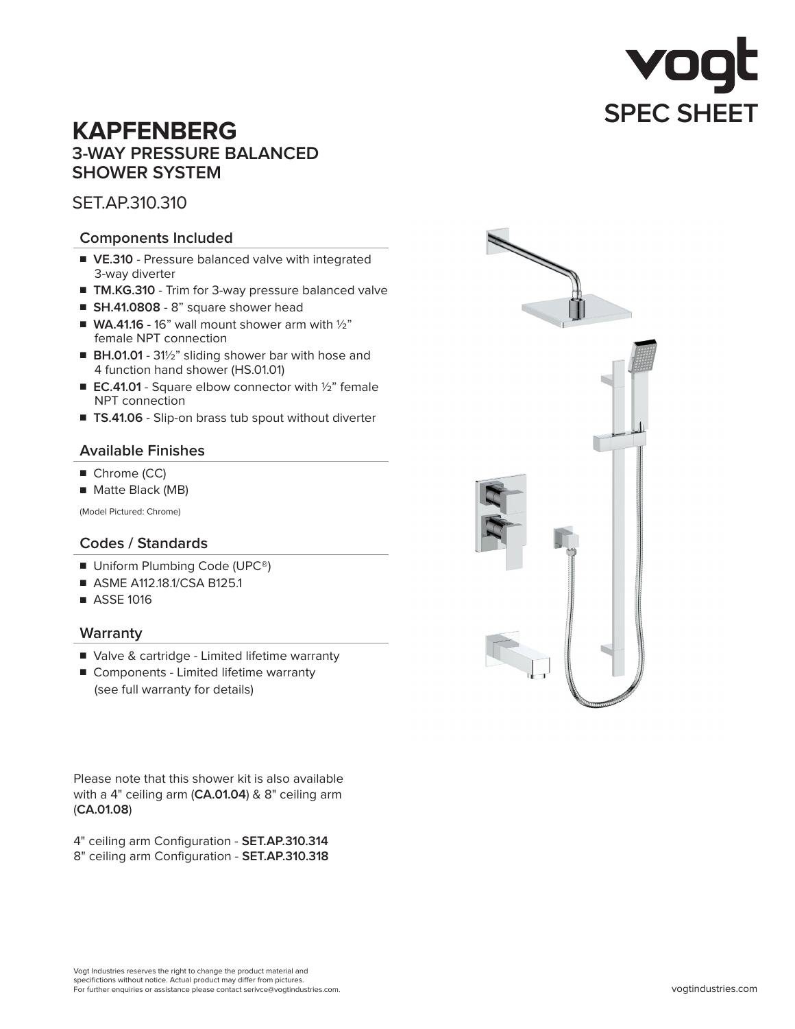vogt

SPEC SHEET

# KAPFENBERG

## 3-WAY PRESSURE BALANCED SHOWER SYSTEM

SET.AP.310.310

### Components Included

- **VE.310** - Pressure balanced valve with integrated 3-way diverter
- **TM.KG.310** - Trim for 3-way pressure balanced valve
- **SH.41.0808** - 8" square shower head
- **WA.41.16** - 16" wall mount shower arm with ½" female NPT connection
- **BH.01.01** - 31½" sliding shower bar with hose and 4 function hand shower (HS.01.01)
- **EC.41.01** - Square elbow connector with ½" female NPT connection
- **TS.41.06** - Slip-on brass tub spout without diverter

### Available Finishes

- Chrome (CC)
- Matte Black (MB)

(Model Pictured: Chrome)

### Codes / Standards

- Uniform Plumbing Code (UPC®)
- ASME A112.18.1/CSA B125.1
- ASSE 1016

### Warranty

- Valve & cartridge - Limited lifetime warranty
- Components - Limited lifetime warranty (see full warranty for details)

Please note that this shower kit is also available with a 4" ceiling arm (**CA.01.04**) & 8" ceiling arm (**CA.01.08**)

4" ceiling arm Configuration - **SET.AP.310.314**
8" ceiling arm Configuration - **SET.AP.310.318**

Vogt Industries reserves the right to change the product material and specifictions without notice. Actual product may differ from pictures. For further enquiries or assistance please contact serivce@vogtindustries.com.

vogtindustries.com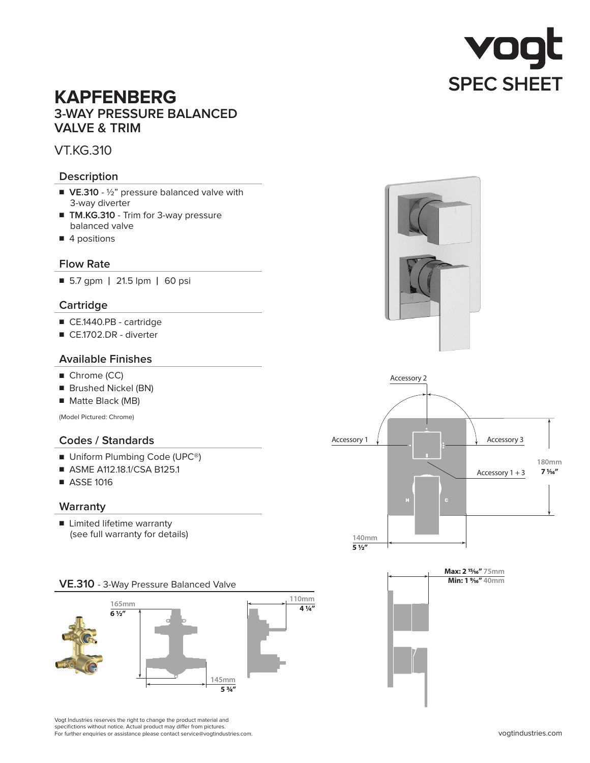# vogt SPEC SHEET

# KAPFENBERG

## 3-WAY PRESSURE BALANCED VALVE & TRIM

VT.KG.310

### Description

- **VE.310** - ½" pressure balanced valve with 3-way diverter
- **TM.KG.310** - Trim for 3-way pressure balanced valve
- 4 positions

### Flow Rate

- 5.7 gpm | 21.5 lpm | 60 psi

### Cartridge

- CE.1440.PB - cartridge
- CE.1702.DR - diverter

### Available Finishes

- Chrome (CC)
- Brushed Nickel (BN)
- Matte Black (MB)

(Model Pictured: Chrome)

### Codes / Standards

- Uniform Plumbing Code (UPC®)
- ASME A112.18.1/CSA B125.1
- ASSE 1016

### Warranty

- Limited lifetime warranty (see full warranty for details)

Accessory 2

Accessory 1

Accessory 3

Accessory 1 + 3

180mm
**7 1/16"**

140mm
**5 ½"**

**Max: 2 15/16"** 75mm
**Min: 1 9/16"** 40mm

### VE.310 - 3-Way Pressure Balanced Valve

165mm
**6 ½"**

145mm
**5 ¾"**

110mm
**4 ¼"**

Vogt Industries reserves the right to change the product material and specifications without notice. Actual product may differ from pictures.
For further enquiries or assistance please contact service@vogtindustries.com.

vogtindustries.com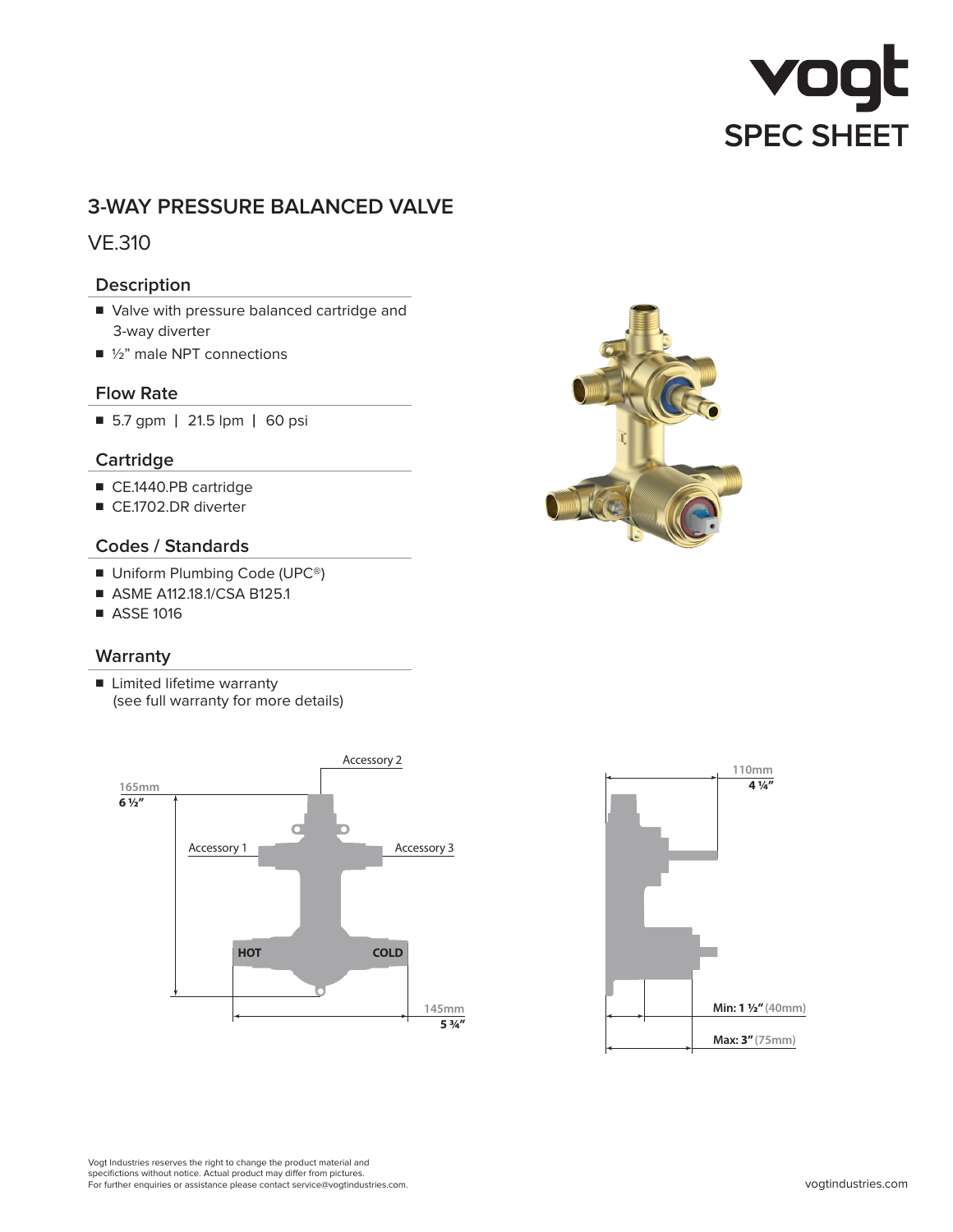# vogt SPEC SHEET

## 3-WAY PRESSURE BALANCED VALVE

VE.310

### Description

- Valve with pressure balanced cartridge and 3-way diverter
- ½" male NPT connections

### Flow Rate

- 5.7 gpm | 21.5 lpm | 60 psi

### Cartridge

- CE.1440.PB cartridge
- CE.1702.DR diverter

### Codes / Standards

- Uniform Plumbing Code (UPC®)
- ASME A112.18.1/CSA B125.1
- ASSE 1016

### Warranty

- Limited lifetime warranty (see full warranty for more details)

Accessory 2

165mm
**6 ½"**

Accessory 1

Accessory 3

**HOT**

**COLD**

145mm
**5 ¾"**

110mm
**4 ¼"**

**Min: 1 ½"** (40mm)

**Max: 3"** (75mm)

Vogt Industries reserves the right to change the product material and specifictions without notice. Actual product may differ from pictures.
For further enquiries or assistance please contact service@vogtindustries.com.

vogtindustries.com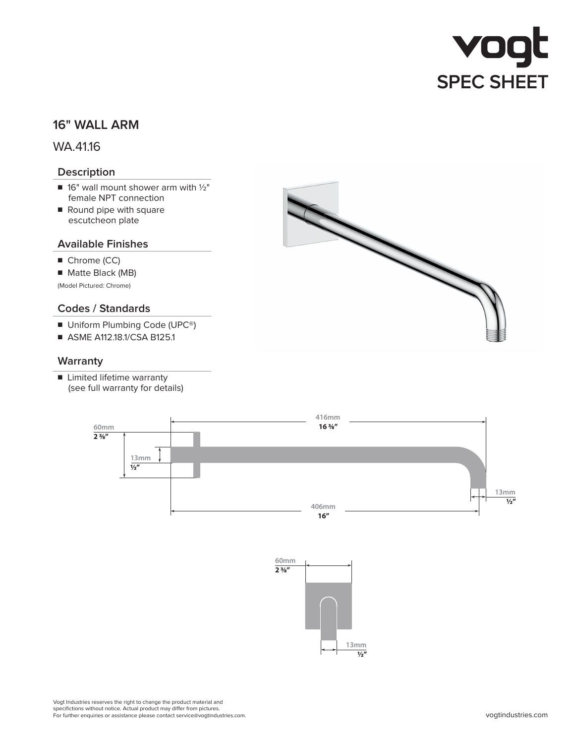# vogt SPEC SHEET

## 16" WALL ARM

WA.41.16

### Description

- 16" wall mount shower arm with ½" female NPT connection
- Round pipe with square escutcheon plate

### Available Finishes

- Chrome (CC)
- Matte Black (MB)

(Model Pictured: Chrome)

### Codes / Standards

- Uniform Plumbing Code (UPC®)
- ASME A112.18.1/CSA B125.1

### Warranty

- Limited lifetime warranty (see full warranty for details)

60mm
2 ⅜″

13mm
½″

416mm
16 ⅜″

13mm
½″

406mm
16″

60mm
2 ⅜″

13mm
½″

Vogt Industries reserves the right to change the product material and specifictions without notice. Actual product may differ from pictures.
For further enquiries or assistance please contact service@vogtindustries.com.

vogtindustries.com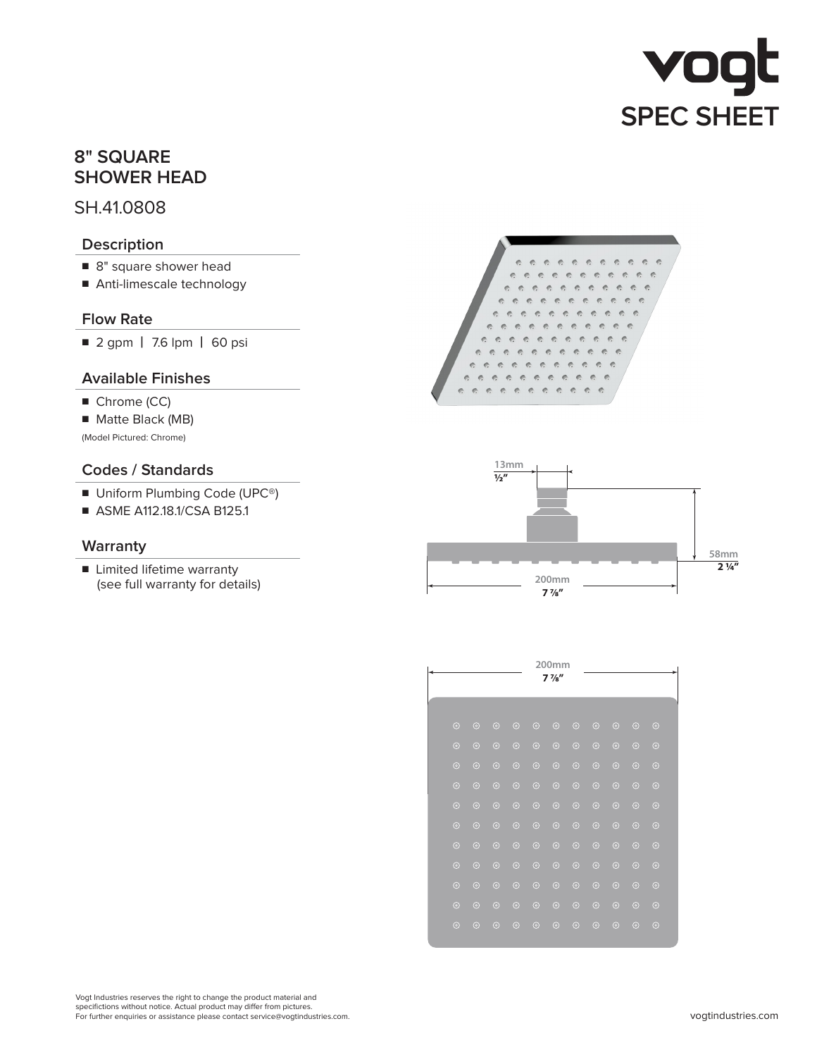vogt

SPEC SHEET

# 8" SQUARE SHOWER HEAD

SH.41.0808

## Description

- 8" square shower head
- Anti-limescale technology

## Flow Rate

- 2 gpm | 7.6 lpm | 60 psi

## Available Finishes

- Chrome (CC)
- Matte Black (MB)

(Model Pictured: Chrome)

## Codes / Standards

- Uniform Plumbing Code (UPC®)
- ASME A112.18.1/CSA B125.1

## Warranty

- Limited lifetime warranty (see full warranty for details)

13mm
½"

58mm
2 ¼"

200mm
7 ⅞"

200mm
7 ⅞"

Vogt Industries reserves the right to change the product material and specifictions without notice. Actual product may differ from pictures.
For further enquiries or assistance please contact service@vogtindustries.com.

vogtindustries.com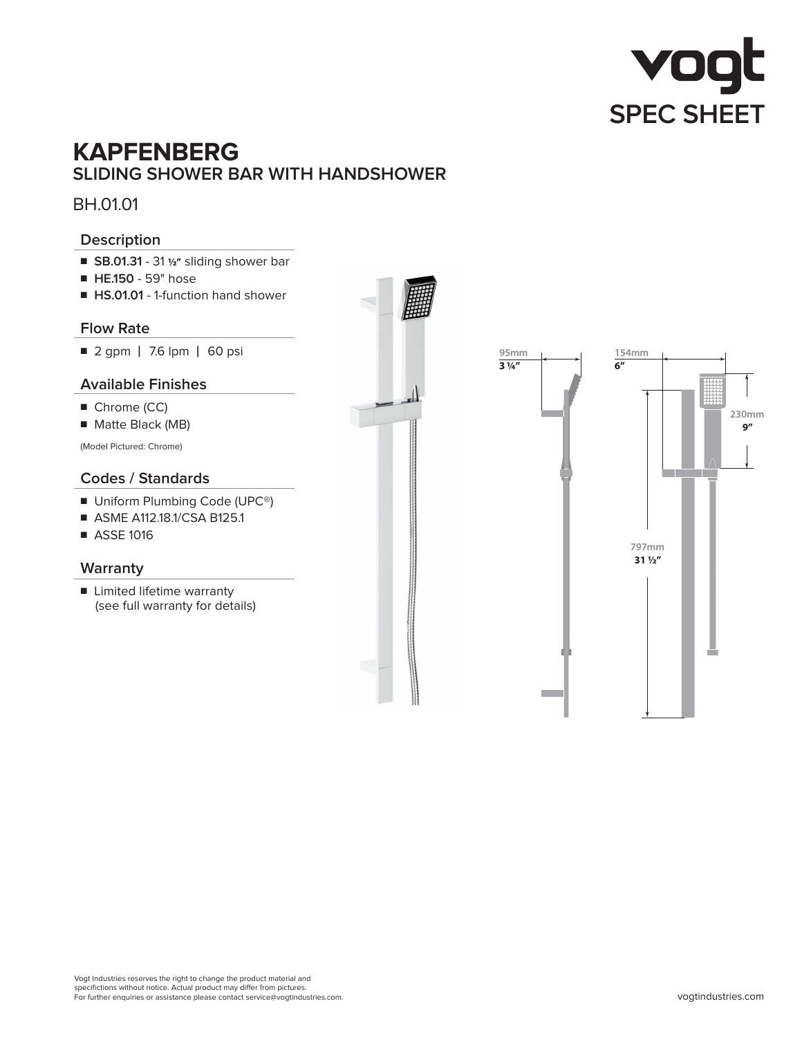vogt
SPEC SHEET

# KAPFENBERG
## SLIDING SHOWER BAR WITH HANDSHOWER

BH.01.01

### Description

- **SB.01.31** - 31 ½" sliding shower bar
- **HE.150** - 59" hose
- **HS.01.01** - 1-function hand shower

### Flow Rate

- 2 gpm | 7.6 lpm | 60 psi

### Available Finishes

- Chrome (CC)
- Matte Black (MB)

(Model Pictured: Chrome)

### Codes / Standards

- Uniform Plumbing Code (UPC®)
- ASME A112.18.1/CSA B125.1
- ASSE 1016

### Warranty

- Limited lifetime warranty (see full warranty for details)

95mm
**3 ¼"**

154mm
**6"**

230mm
**9"**

797mm
**31 ½"**

Vogt Industries reserves the right to change the product material and specifictions without notice. Actual product may differ from pictures.
For further enquiries or assistance please contact service@vogtindustries.com.

vogtindustries.com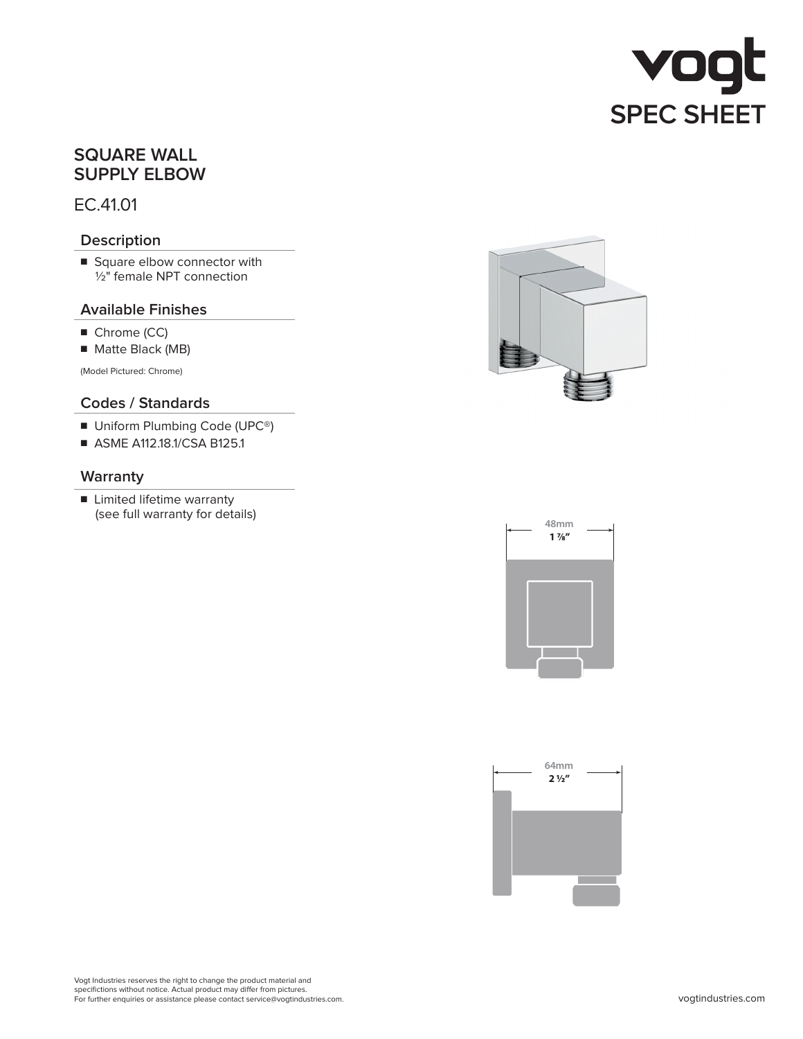vogt

# SPEC SHEET

## SQUARE WALL SUPPLY ELBOW

EC.41.01

### Description

- Square elbow connector with ½" female NPT connection

### Available Finishes

- Chrome (CC)
- Matte Black (MB)

(Model Pictured: Chrome)

### Codes / Standards

- Uniform Plumbing Code (UPC®)
- ASME A112.18.1/CSA B125.1

### Warranty

- Limited lifetime warranty (see full warranty for details)

48mm
1 ⅞″

64mm
2 ½″

Vogt Industries reserves the right to change the product material and specifictions without notice. Actual product may differ from pictures.
For further enquiries or assistance please contact service@vogtindustries.com.

vogtindustries.com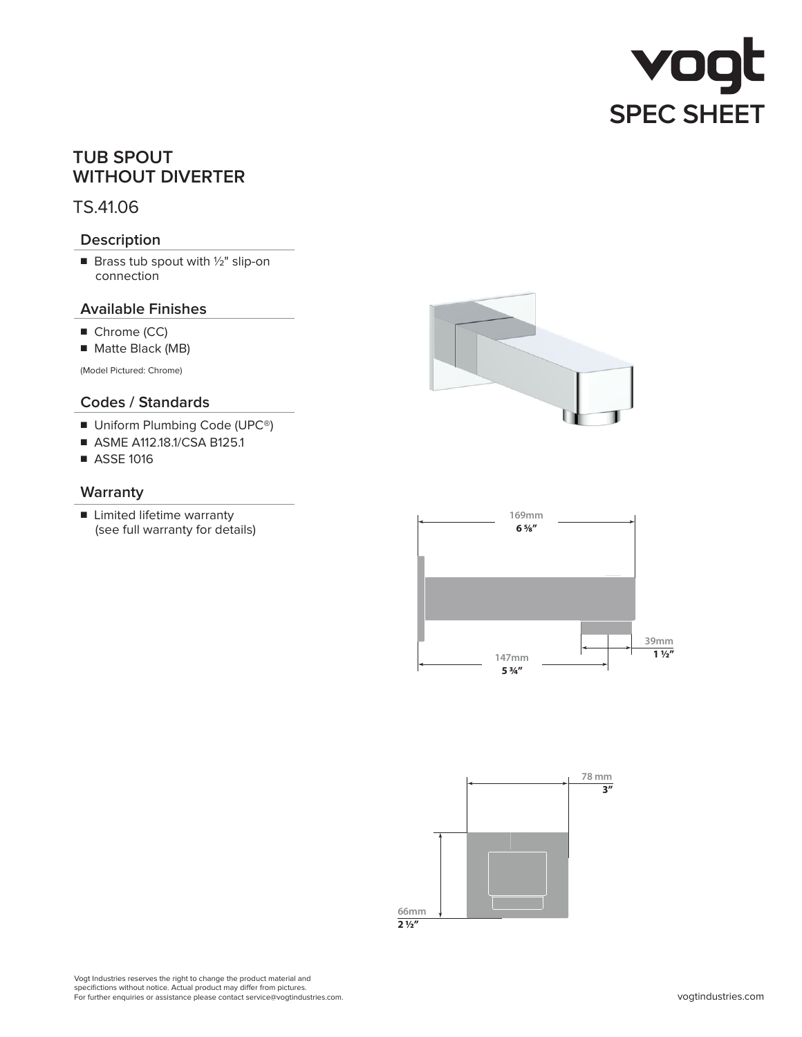vogt
SPEC SHEET

# TUB SPOUT WITHOUT DIVERTER

## TS.41.06

### Description

- Brass tub spout with ½" slip-on connection

### Available Finishes

- Chrome (CC)
- Matte Black (MB)

(Model Pictured: Chrome)

### Codes / Standards

- Uniform Plumbing Code (UPC®)
- ASME A112.18.1/CSA B125.1
- ASSE 1016

### Warranty

- Limited lifetime warranty (see full warranty for details)

169mm
**6 ⅝"**

39mm
**1 ½"**

147mm
**5 ¾"**

78 mm
**3"**

66mm
**2 ½"**

Vogt Industries reserves the right to change the product material and specifictions without notice. Actual product may differ from pictures.
For further enquiries or assistance please contact service@vogtindustries.com.

vogtindustries.com